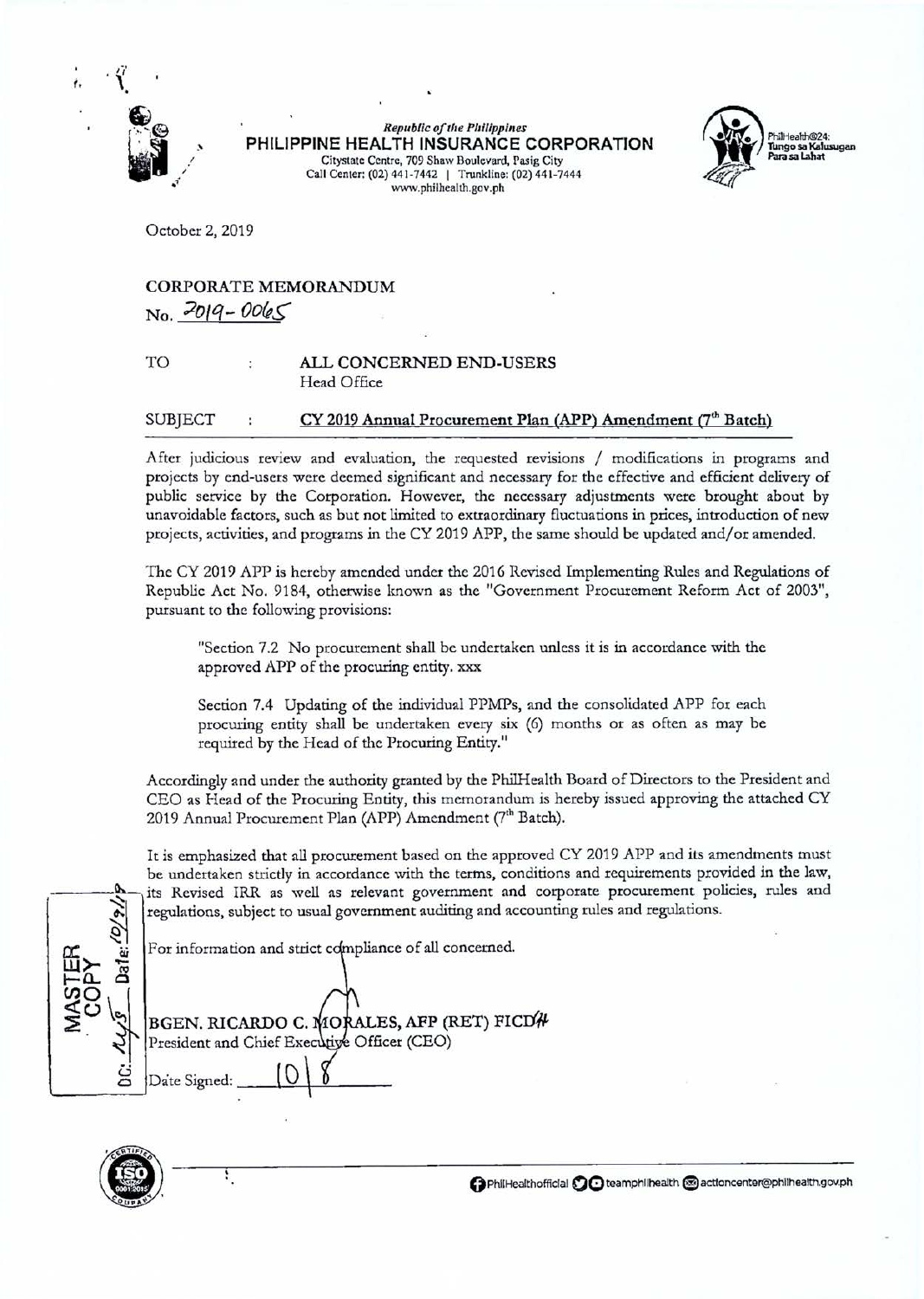*Republic of the Philippines*
**PHILIPPINE HEALTH INSURANCE CORPORATION**
Citystate Centre, 709 Shaw Boulevard, Pasig City
Call Center: (02) 441-7442 | Trunkline: (02) 441-7444
www.philhealth.gov.ph

PhilHealth@24: Tungo sa Kalusugan Para sa Lahat

October 2, 2019

**CORPORATE MEMORANDUM**
No. 2019-0065

TO : **ALL CONCERNED END-USERS**
Head Office

SUBJECT : **CY 2019 Annual Procurement Plan (APP) Amendment (7th Batch)**

After judicious review and evaluation, the requested revisions / modifications in programs and projects by end-users were deemed significant and necessary for the effective and efficient delivery of public service by the Corporation. However, the necessary adjustments were brought about by unavoidable factors, such as but not limited to extraordinary fluctuations in prices, introduction of new projects, activities, and programs in the CY 2019 APP, the same should be updated and/or amended.

The CY 2019 APP is hereby amended under the 2016 Revised Implementing Rules and Regulations of Republic Act No. 9184, otherwise known as the "Government Procurement Reform Act of 2003", pursuant to the following provisions:

> "Section 7.2 No procurement shall be undertaken unless it is in accordance with the approved APP of the procuring entity. xxx
>
> Section 7.4 Updating of the individual PPMPs, and the consolidated APP for each procuring entity shall be undertaken every six (6) months or as often as may be required by the Head of the Procuring Entity."

Accordingly and under the authority granted by the PhilHealth Board of Directors to the President and CEO as Head of the Procuring Entity, this memorandum is hereby issued approving the attached CY 2019 Annual Procurement Plan (APP) Amendment (7th Batch).

It is emphasized that all procurement based on the approved CY 2019 APP and its amendments must be undertaken strictly in accordance with the terms, conditions and requirements provided in the law, its Revised IRR as well as relevant government and corporate procurement policies, rules and regulations, subject to usual government auditing and accounting rules and regulations.

For information and strict compliance of all concerned.

**BGEN. RICARDO C. MORALES, AFP (RET) FICD**
President and Chief Executive Officer (CEO)

Date Signed: 10/8

MASTER COPY
DC: Date: 10/9/19

PhilHealthofficial | teamphilhealth | actioncenter@philhealth.gov.ph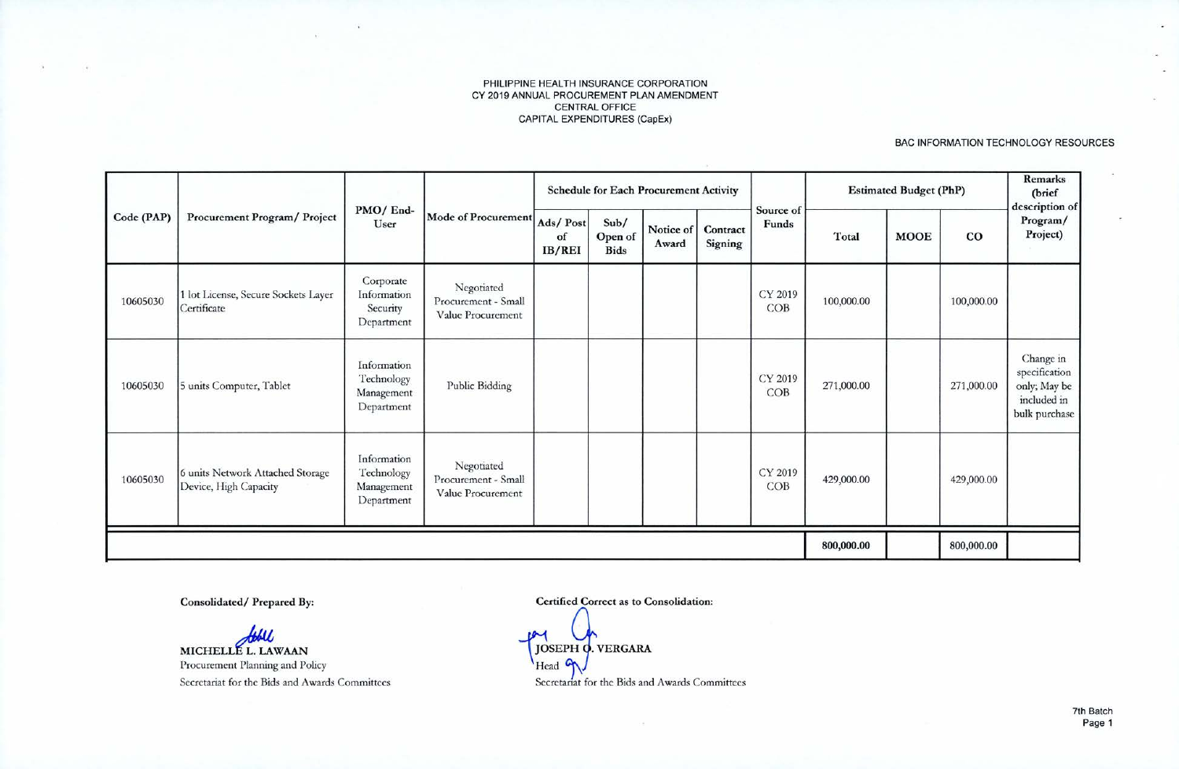PHILIPPINE HEALTH INSURANCE CORPORATION
CY 2019 ANNUAL PROCUREMENT PLAN AMENDMENT
CENTRAL OFFICE
CAPITAL EXPENDITURES (CapEx)

BAC INFORMATION TECHNOLOGY RESOURCES

| Code (PAP) | Procurement Program/ Project | PMO/ End-User | Mode of Procurement | Schedule for Each Procurement Activity | | | | Source of Funds | Estimated Budget (PhP) | | | Remarks (brief description of Program/ Project) |
|---|---|---|---|---|---|---|---|---|---|---|---|---|
| | | | | Ads/ Post of IB/REI | Sub/ Open of Bids | Notice of Award | Contract Signing | | Total | MOOE | CO | |
| 10605030 | 1 lot License, Secure Sockets Layer Certificate | Corporate Information Security Department | Negotiated Procurement - Small Value Procurement | | | | | CY 2019 COB | 100,000.00 | | 100,000.00 | |
| 10605030 | 5 units Computer, Tablet | Information Technology Management Department | Public Bidding | | | | | CY 2019 COB | 271,000.00 | | 271,000.00 | Change in specification only; May be included in bulk purchase |
| 10605030 | 6 units Network Attached Storage Device, High Capacity | Information Technology Management Department | Negotiated Procurement - Small Value Procurement | | | | | CY 2019 COB | 429,000.00 | | 429,000.00 | |
| | | | | | | | | | 800,000.00 | | 800,000.00 | |

**Consolidated/ Prepared By:**

**MICHELLE L. LAWAAN**
Procurement Planning and Policy
Secretariat for the Bids and Awards Committees

**Certified Correct as to Consolidation:**

**JOSEPH O. VERGARA**
Head
Secretariat for the Bids and Awards Committees

7th Batch